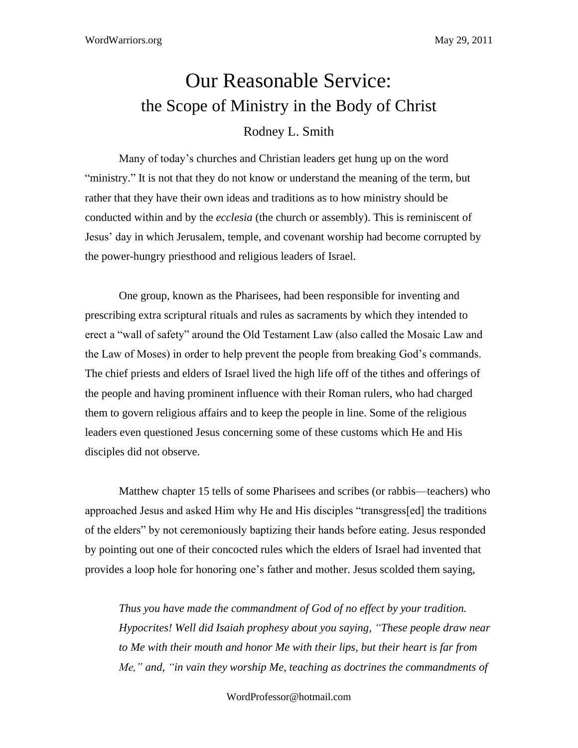# Our Reasonable Service:
## the Scope of Ministry in the Body of Christ

Rodney L. Smith

Many of today's churches and Christian leaders get hung up on the word "ministry." It is not that they do not know or understand the meaning of the term, but rather that they have their own ideas and traditions as to how ministry should be conducted within and by the *ecclesia* (the church or assembly). This is reminiscent of Jesus' day in which Jerusalem, temple, and covenant worship had become corrupted by the power-hungry priesthood and religious leaders of Israel.

One group, known as the Pharisees, had been responsible for inventing and prescribing extra scriptural rituals and rules as sacraments by which they intended to erect a "wall of safety" around the Old Testament Law (also called the Mosaic Law and the Law of Moses) in order to help prevent the people from breaking God's commands. The chief priests and elders of Israel lived the high life off of the tithes and offerings of the people and having prominent influence with their Roman rulers, who had charged them to govern religious affairs and to keep the people in line. Some of the religious leaders even questioned Jesus concerning some of these customs which He and His disciples did not observe.

Matthew chapter 15 tells of some Pharisees and scribes (or rabbis—teachers) who approached Jesus and asked Him why He and His disciples "transgress[ed] the traditions of the elders" by not ceremoniously baptizing their hands before eating. Jesus responded by pointing out one of their concocted rules which the elders of Israel had invented that provides a loop hole for honoring one's father and mother. Jesus scolded them saying,

> *Thus you have made the commandment of God of no effect by your tradition. Hypocrites! Well did Isaiah prophesy about you saying, "These people draw near to Me with their mouth and honor Me with their lips, but their heart is far from Me," and, "in vain they worship Me, teaching as doctrines the commandments of*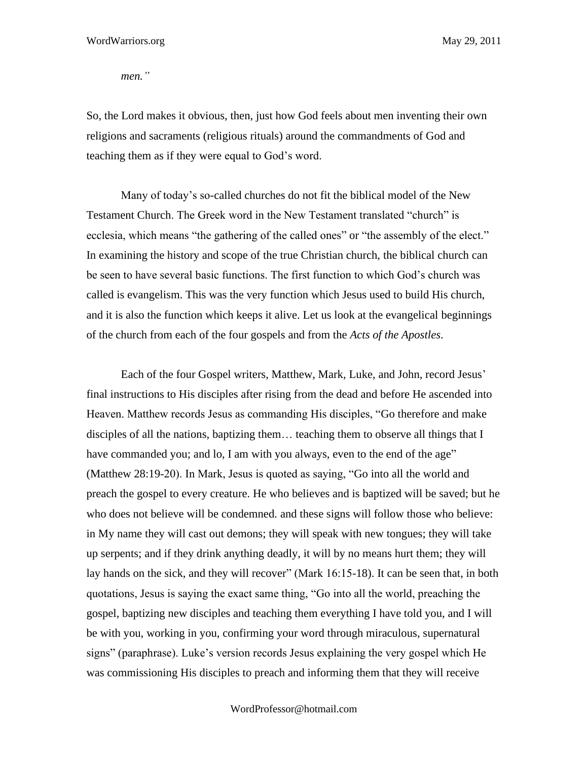*men."*

So, the Lord makes it obvious, then, just how God feels about men inventing their own religions and sacraments (religious rituals) around the commandments of God and teaching them as if they were equal to God's word.

Many of today's so-called churches do not fit the biblical model of the New Testament Church. The Greek word in the New Testament translated "church" is ecclesia, which means "the gathering of the called ones" or "the assembly of the elect." In examining the history and scope of the true Christian church, the biblical church can be seen to have several basic functions. The first function to which God's church was called is evangelism. This was the very function which Jesus used to build His church, and it is also the function which keeps it alive. Let us look at the evangelical beginnings of the church from each of the four gospels and from the *Acts of the Apostles*.

Each of the four Gospel writers, Matthew, Mark, Luke, and John, record Jesus' final instructions to His disciples after rising from the dead and before He ascended into Heaven. Matthew records Jesus as commanding His disciples, "Go therefore and make disciples of all the nations, baptizing them… teaching them to observe all things that I have commanded you; and lo, I am with you always, even to the end of the age" (Matthew 28:19-20). In Mark, Jesus is quoted as saying, "Go into all the world and preach the gospel to every creature. He who believes and is baptized will be saved; but he who does not believe will be condemned. and these signs will follow those who believe: in My name they will cast out demons; they will speak with new tongues; they will take up serpents; and if they drink anything deadly, it will by no means hurt them; they will lay hands on the sick, and they will recover" (Mark 16:15-18). It can be seen that, in both quotations, Jesus is saying the exact same thing, "Go into all the world, preaching the gospel, baptizing new disciples and teaching them everything I have told you, and I will be with you, working in you, confirming your word through miraculous, supernatural signs" (paraphrase). Luke's version records Jesus explaining the very gospel which He was commissioning His disciples to preach and informing them that they will receive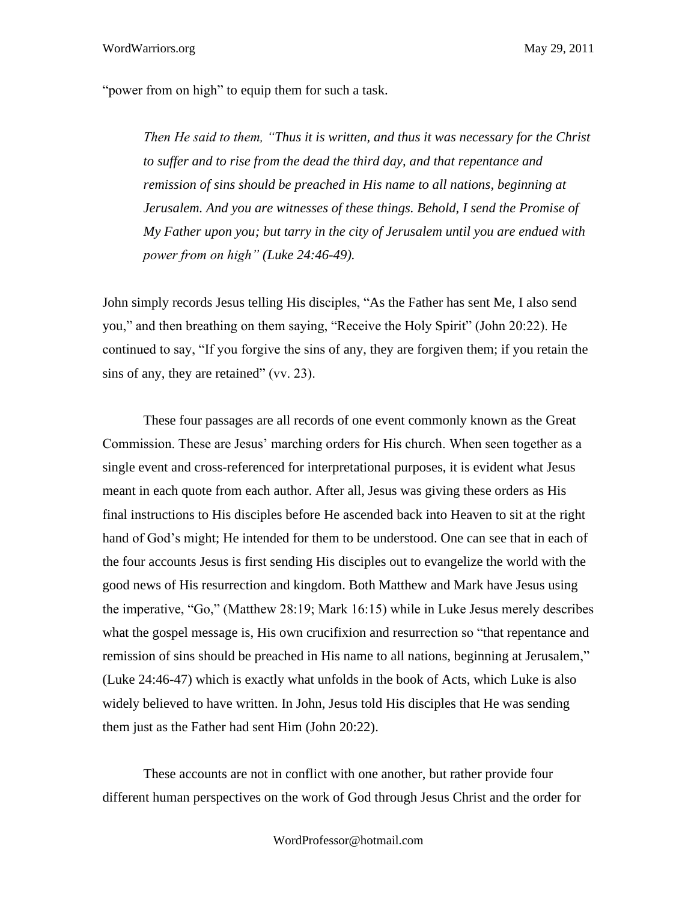"power from on high" to equip them for such a task.

> *Then He said to them, "Thus it is written, and thus it was necessary for the Christ to suffer and to rise from the dead the third day, and that repentance and remission of sins should be preached in His name to all nations, beginning at Jerusalem. And you are witnesses of these things. Behold, I send the Promise of My Father upon you; but tarry in the city of Jerusalem until you are endued with power from on high" (Luke 24:46-49).*

John simply records Jesus telling His disciples, "As the Father has sent Me, I also send you," and then breathing on them saying, "Receive the Holy Spirit" (John 20:22). He continued to say, "If you forgive the sins of any, they are forgiven them; if you retain the sins of any, they are retained" (vv. 23).

These four passages are all records of one event commonly known as the Great Commission. These are Jesus' marching orders for His church. When seen together as a single event and cross-referenced for interpretational purposes, it is evident what Jesus meant in each quote from each author. After all, Jesus was giving these orders as His final instructions to His disciples before He ascended back into Heaven to sit at the right hand of God's might; He intended for them to be understood. One can see that in each of the four accounts Jesus is first sending His disciples out to evangelize the world with the good news of His resurrection and kingdom. Both Matthew and Mark have Jesus using the imperative, "Go," (Matthew 28:19; Mark 16:15) while in Luke Jesus merely describes what the gospel message is, His own crucifixion and resurrection so "that repentance and remission of sins should be preached in His name to all nations, beginning at Jerusalem," (Luke 24:46-47) which is exactly what unfolds in the book of Acts, which Luke is also widely believed to have written. In John, Jesus told His disciples that He was sending them just as the Father had sent Him (John 20:22).

These accounts are not in conflict with one another, but rather provide four different human perspectives on the work of God through Jesus Christ and the order for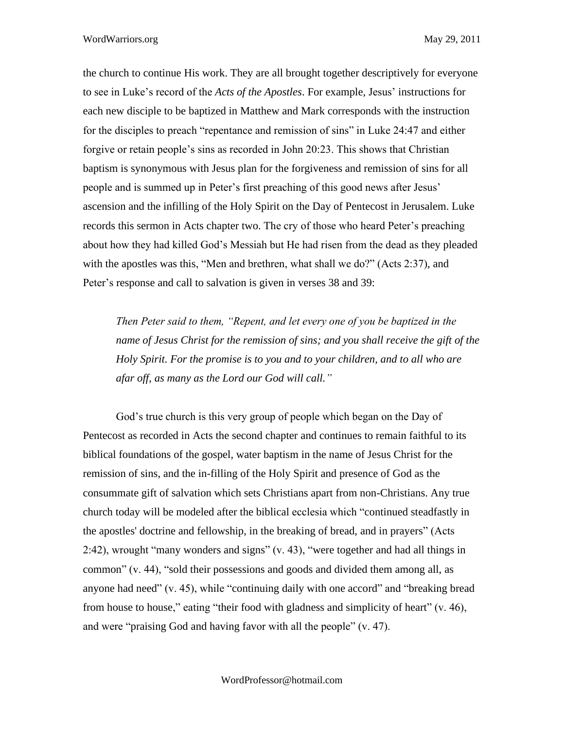the church to continue His work. They are all brought together descriptively for everyone to see in Luke's record of the *Acts of the Apostles*. For example, Jesus' instructions for each new disciple to be baptized in Matthew and Mark corresponds with the instruction for the disciples to preach "repentance and remission of sins" in Luke 24:47 and either forgive or retain people's sins as recorded in John 20:23. This shows that Christian baptism is synonymous with Jesus plan for the forgiveness and remission of sins for all people and is summed up in Peter's first preaching of this good news after Jesus' ascension and the infilling of the Holy Spirit on the Day of Pentecost in Jerusalem. Luke records this sermon in Acts chapter two. The cry of those who heard Peter's preaching about how they had killed God's Messiah but He had risen from the dead as they pleaded with the apostles was this, "Men and brethren, what shall we do?" (Acts 2:37), and Peter's response and call to salvation is given in verses 38 and 39:

> *Then Peter said to them, "Repent, and let every one of you be baptized in the name of Jesus Christ for the remission of sins; and you shall receive the gift of the Holy Spirit. For the promise is to you and to your children, and to all who are afar off, as many as the Lord our God will call."*

God's true church is this very group of people which began on the Day of Pentecost as recorded in Acts the second chapter and continues to remain faithful to its biblical foundations of the gospel, water baptism in the name of Jesus Christ for the remission of sins, and the in-filling of the Holy Spirit and presence of God as the consummate gift of salvation which sets Christians apart from non-Christians. Any true church today will be modeled after the biblical ecclesia which "continued steadfastly in the apostles' doctrine and fellowship, in the breaking of bread, and in prayers" (Acts 2:42), wrought "many wonders and signs" (v. 43), "were together and had all things in common" (v. 44), "sold their possessions and goods and divided them among all, as anyone had need" (v. 45), while "continuing daily with one accord" and "breaking bread from house to house," eating "their food with gladness and simplicity of heart" (v. 46), and were "praising God and having favor with all the people" (v. 47).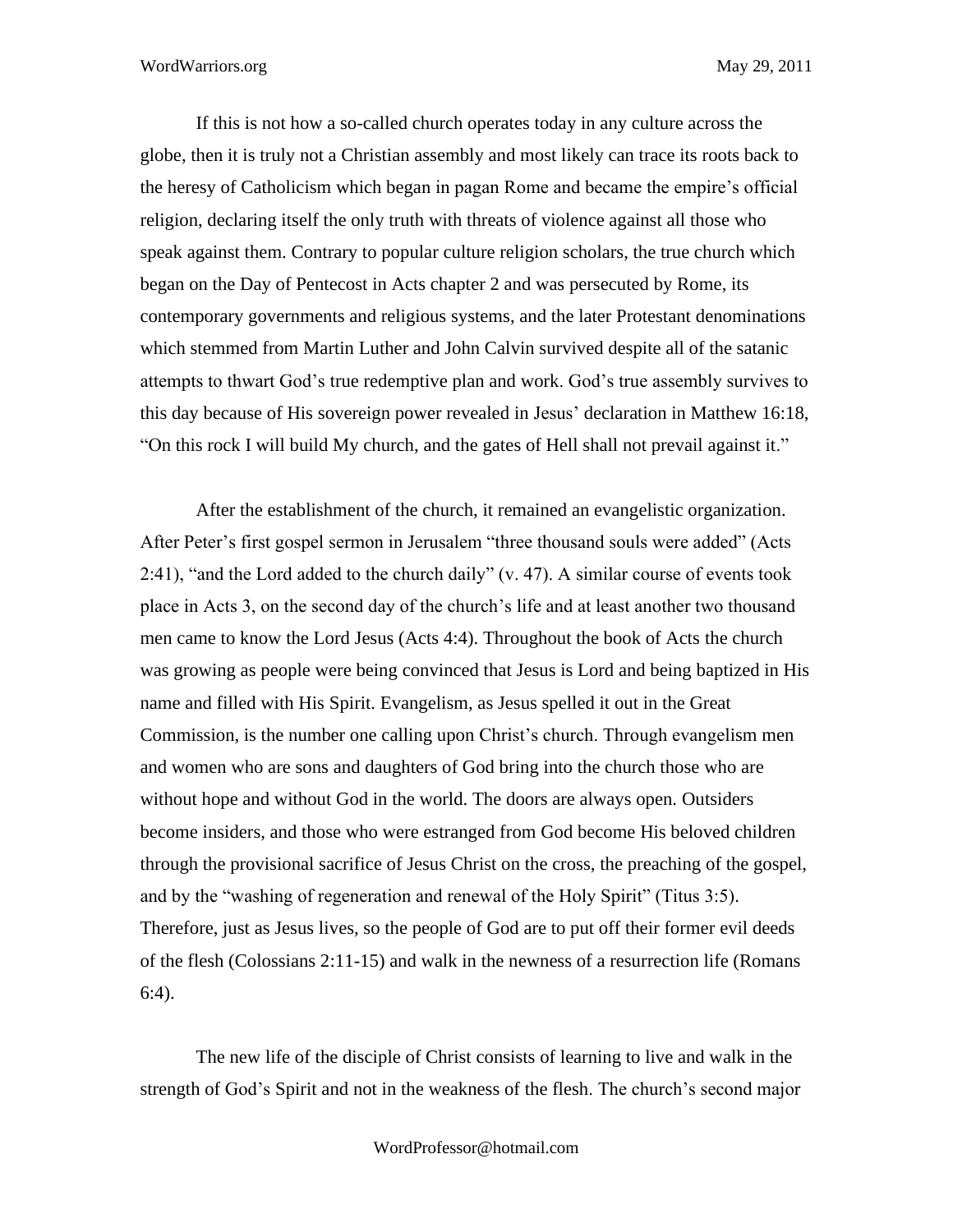If this is not how a so-called church operates today in any culture across the globe, then it is truly not a Christian assembly and most likely can trace its roots back to the heresy of Catholicism which began in pagan Rome and became the empire's official religion, declaring itself the only truth with threats of violence against all those who speak against them. Contrary to popular culture religion scholars, the true church which began on the Day of Pentecost in Acts chapter 2 and was persecuted by Rome, its contemporary governments and religious systems, and the later Protestant denominations which stemmed from Martin Luther and John Calvin survived despite all of the satanic attempts to thwart God's true redemptive plan and work. God's true assembly survives to this day because of His sovereign power revealed in Jesus' declaration in Matthew 16:18, "On this rock I will build My church, and the gates of Hell shall not prevail against it."

After the establishment of the church, it remained an evangelistic organization. After Peter's first gospel sermon in Jerusalem "three thousand souls were added" (Acts 2:41), "and the Lord added to the church daily" (v. 47). A similar course of events took place in Acts 3, on the second day of the church's life and at least another two thousand men came to know the Lord Jesus (Acts 4:4). Throughout the book of Acts the church was growing as people were being convinced that Jesus is Lord and being baptized in His name and filled with His Spirit. Evangelism, as Jesus spelled it out in the Great Commission, is the number one calling upon Christ's church. Through evangelism men and women who are sons and daughters of God bring into the church those who are without hope and without God in the world. The doors are always open. Outsiders become insiders, and those who were estranged from God become His beloved children through the provisional sacrifice of Jesus Christ on the cross, the preaching of the gospel, and by the "washing of regeneration and renewal of the Holy Spirit" (Titus 3:5). Therefore, just as Jesus lives, so the people of God are to put off their former evil deeds of the flesh (Colossians 2:11-15) and walk in the newness of a resurrection life (Romans 6:4).

The new life of the disciple of Christ consists of learning to live and walk in the strength of God's Spirit and not in the weakness of the flesh. The church's second major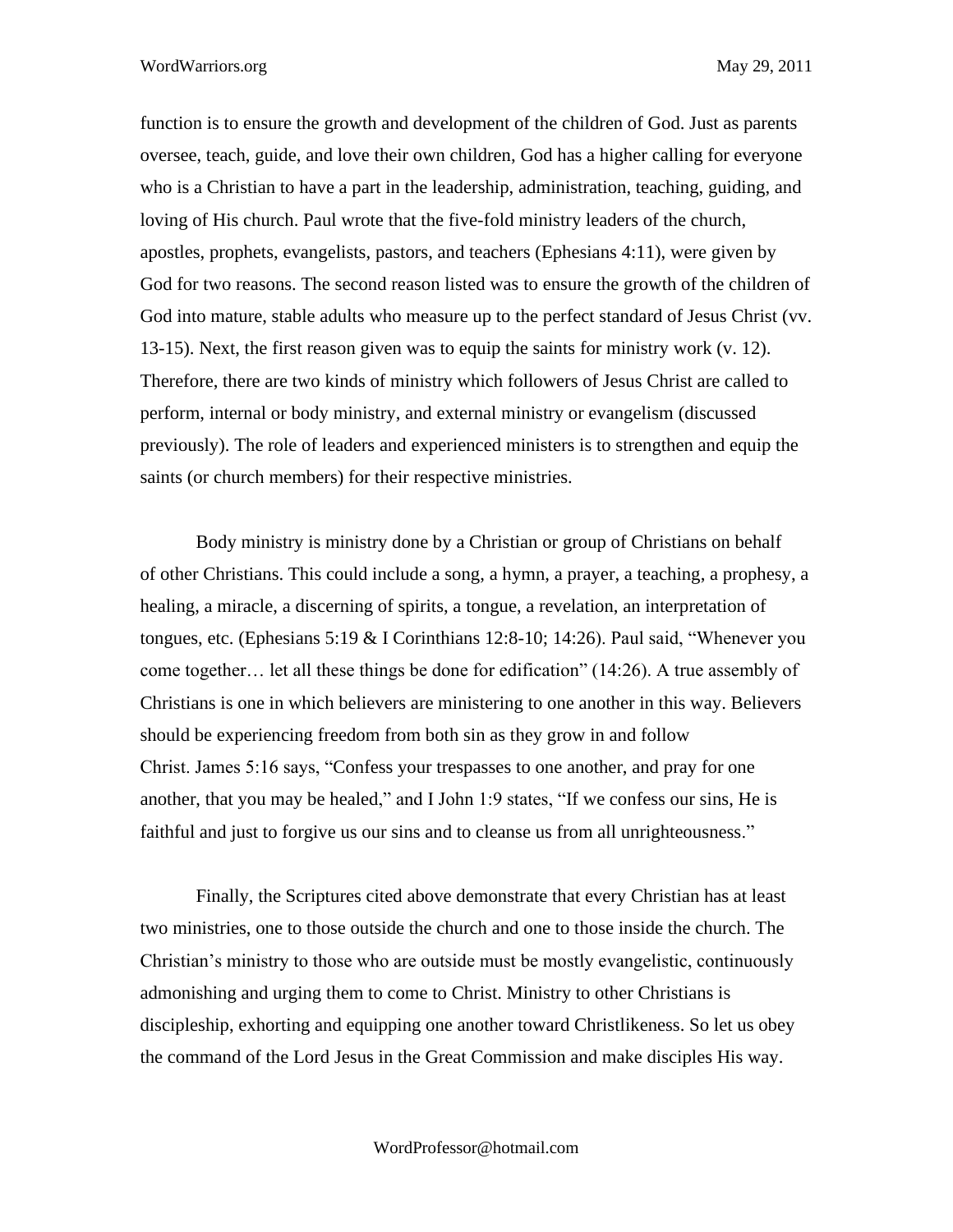function is to ensure the growth and development of the children of God. Just as parents oversee, teach, guide, and love their own children, God has a higher calling for everyone who is a Christian to have a part in the leadership, administration, teaching, guiding, and loving of His church. Paul wrote that the five-fold ministry leaders of the church, apostles, prophets, evangelists, pastors, and teachers (Ephesians 4:11), were given by God for two reasons. The second reason listed was to ensure the growth of the children of God into mature, stable adults who measure up to the perfect standard of Jesus Christ (vv. 13-15). Next, the first reason given was to equip the saints for ministry work (v. 12). Therefore, there are two kinds of ministry which followers of Jesus Christ are called to perform, internal or body ministry, and external ministry or evangelism (discussed previously). The role of leaders and experienced ministers is to strengthen and equip the saints (or church members) for their respective ministries.

Body ministry is ministry done by a Christian or group of Christians on behalf of other Christians. This could include a song, a hymn, a prayer, a teaching, a prophesy, a healing, a miracle, a discerning of spirits, a tongue, a revelation, an interpretation of tongues, etc. (Ephesians 5:19 & I Corinthians 12:8-10; 14:26). Paul said, "Whenever you come together… let all these things be done for edification" (14:26). A true assembly of Christians is one in which believers are ministering to one another in this way. Believers should be experiencing freedom from both sin as they grow in and follow Christ. James 5:16 says, "Confess your trespasses to one another, and pray for one another, that you may be healed," and I John 1:9 states, "If we confess our sins, He is faithful and just to forgive us our sins and to cleanse us from all unrighteousness."

Finally, the Scriptures cited above demonstrate that every Christian has at least two ministries, one to those outside the church and one to those inside the church. The Christian's ministry to those who are outside must be mostly evangelistic, continuously admonishing and urging them to come to Christ. Ministry to other Christians is discipleship, exhorting and equipping one another toward Christlikeness. So let us obey the command of the Lord Jesus in the Great Commission and make disciples His way.